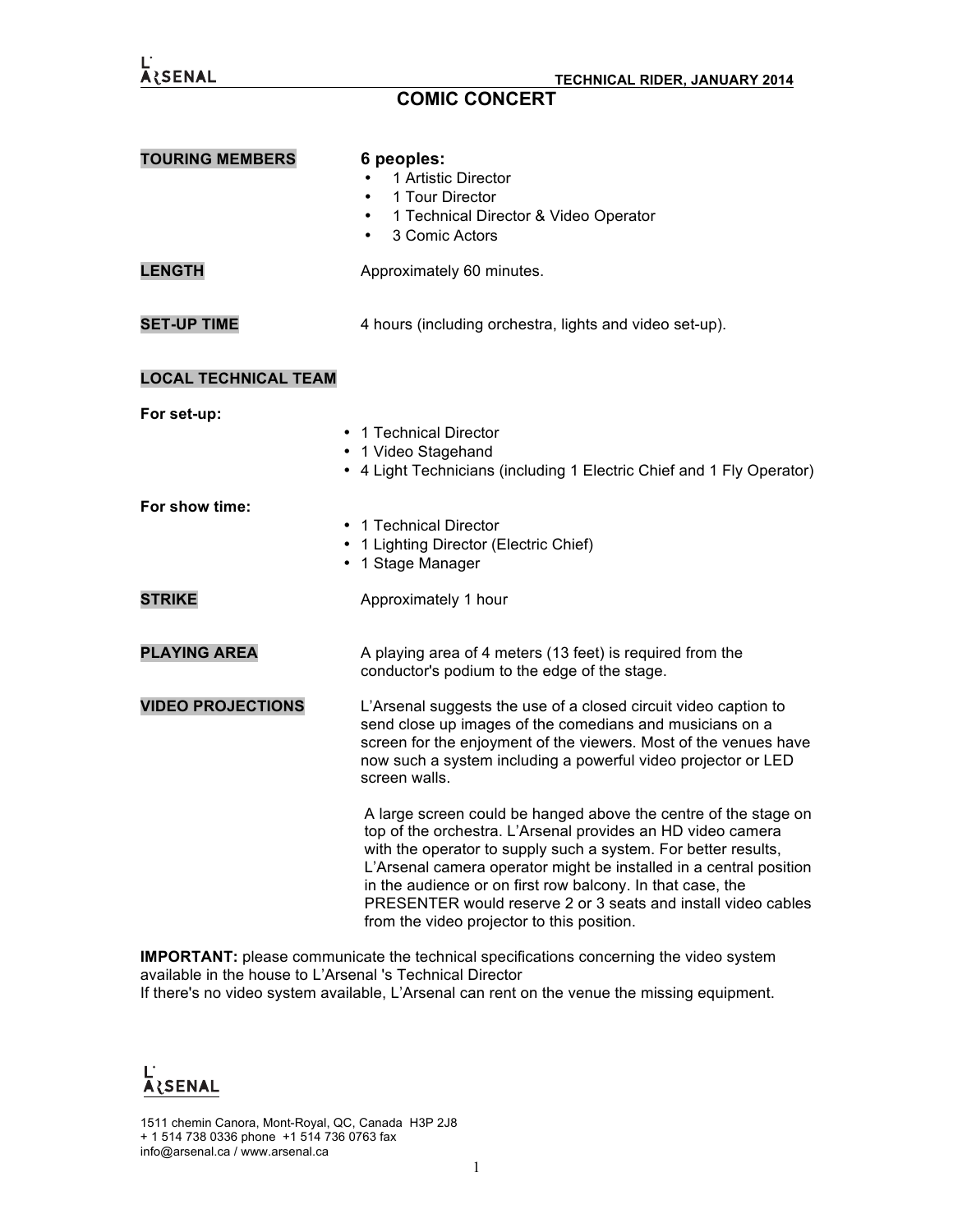# COMIC CONCERT

**TECHNICAL RIDER, JANUARY 2014**

**TOURING MEMBERS**

**6 peoples:**

- 1 Artistic Director
- 1 Tour Director
- 1 Technical Director & Video Operator
- 3 Comic Actors

**LENGTH**

Approximately 60 minutes.

**SET-UP TIME**

4 hours (including orchestra, lights and video set-up).

**LOCAL TECHNICAL TEAM**

**For set-up:**

- 1 Technical Director
- 1 Video Stagehand
- 4 Light Technicians (including 1 Electric Chief and 1 Fly Operator)

**For show time:**

- 1 Technical Director
- 1 Lighting Director (Electric Chief)
- 1 Stage Manager

**STRIKE**

Approximately 1 hour

**PLAYING AREA**

A playing area of 4 meters (13 feet) is required from the conductor's podium to the edge of the stage.

**VIDEO PROJECTIONS**

L'Arsenal suggests the use of a closed circuit video caption to send close up images of the comedians and musicians on a screen for the enjoyment of the viewers. Most of the venues have now such a system including a powerful video projector or LED screen walls.

A large screen could be hanged above the centre of the stage on top of the orchestra. L'Arsenal provides an HD video camera with the operator to supply such a system. For better results, L'Arsenal camera operator might be installed in a central position in the audience or on first row balcony. In that case, the PRESENTER would reserve 2 or 3 seats and install video cables from the video projector to this position.

**IMPORTANT:** please communicate the technical specifications concerning the video system available in the house to L'Arsenal 's Technical Director
If there's no video system available, L'Arsenal can rent on the venue the missing equipment.

L'ARSENAL

1511 chemin Canora, Mont-Royal, QC, Canada H3P 2J8
+ 1 514 738 0336 phone +1 514 736 0763 fax
info@arsenal.ca / www.arsenal.ca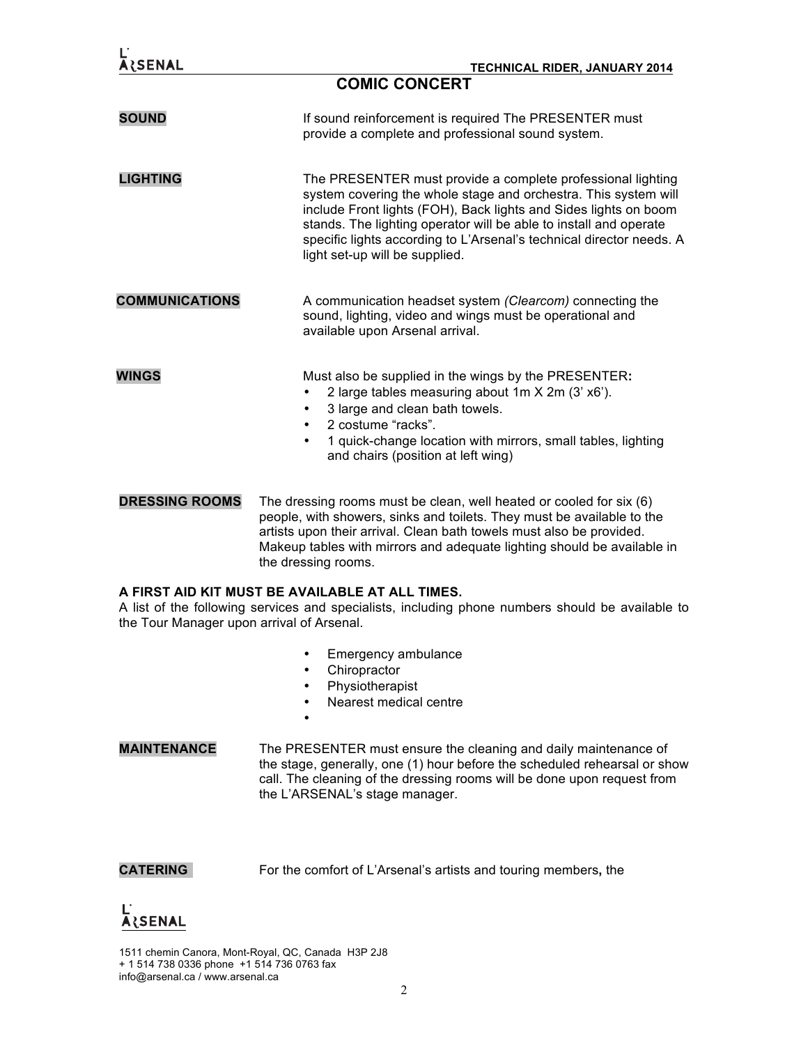# COMIC CONCERT

**SOUND**

If sound reinforcement is required The PRESENTER must provide a complete and professional sound system.

**LIGHTING**

The PRESENTER must provide a complete professional lighting system covering the whole stage and orchestra. This system will include Front lights (FOH), Back lights and Sides lights on boom stands. The lighting operator will be able to install and operate specific lights according to L'Arsenal's technical director needs. A light set-up will be supplied.

**COMMUNICATIONS**

A communication headset system *(Clearcom)* connecting the sound, lighting, video and wings must be operational and available upon Arsenal arrival.

**WINGS**

Must also be supplied in the wings by the PRESENTER**:**

- 2 large tables measuring about 1m X 2m (3' x6').
- 3 large and clean bath towels.
- 2 costume "racks".
- 1 quick-change location with mirrors, small tables, lighting and chairs (position at left wing)

**DRESSING ROOMS**

The dressing rooms must be clean, well heated or cooled for six (6) people, with showers, sinks and toilets. They must be available to the artists upon their arrival. Clean bath towels must also be provided. Makeup tables with mirrors and adequate lighting should be available in the dressing rooms.

**A FIRST AID KIT MUST BE AVAILABLE AT ALL TIMES.**

A list of the following services and specialists, including phone numbers should be available to the Tour Manager upon arrival of Arsenal.

- Emergency ambulance
- Chiropractor
- Physiotherapist
- Nearest medical centre
- 

**MAINTENANCE**

The PRESENTER must ensure the cleaning and daily maintenance of the stage, generally, one (1) hour before the scheduled rehearsal or show call. The cleaning of the dressing rooms will be done upon request from the L'ARSENAL's stage manager.

**CATERING**

For the comfort of L'Arsenal's artists and touring members**,** the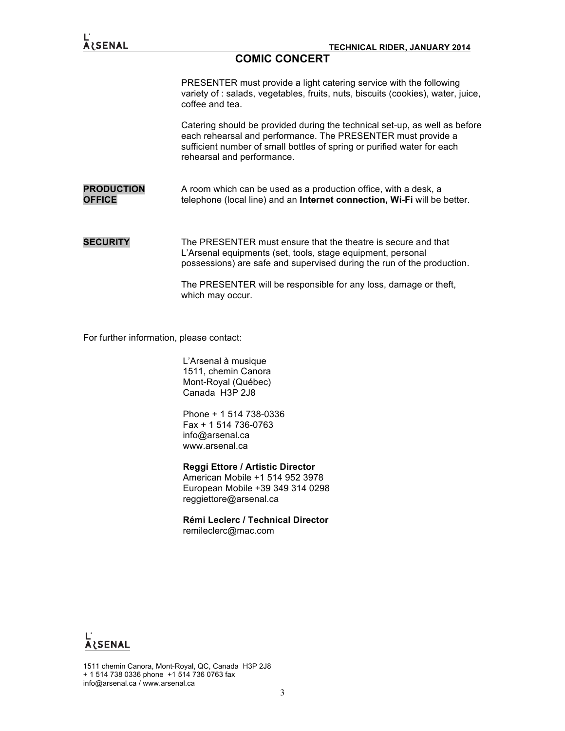## COMIC CONCERT

PRESENTER must provide a light catering service with the following variety of : salads, vegetables, fruits, nuts, biscuits (cookies), water, juice, coffee and tea.

Catering should be provided during the technical set-up, as well as before each rehearsal and performance. The PRESENTER must provide a sufficient number of small bottles of spring or purified water for each rehearsal and performance.

**PRODUCTION OFFICE**

A room which can be used as a production office, with a desk, a telephone (local line) and an **Internet connection, Wi-Fi** will be better.

**SECURITY**

The PRESENTER must ensure that the theatre is secure and that L'Arsenal equipments (set, tools, stage equipment, personal possessions) are safe and supervised during the run of the production.

The PRESENTER will be responsible for any loss, damage or theft, which may occur.

For further information, please contact:

L'Arsenal à musique
1511, chemin Canora
Mont-Royal (Québec)
Canada H3P 2J8

Phone + 1 514 738-0336
Fax + 1 514 736-0763
info@arsenal.ca
www.arsenal.ca

**Reggi Ettore / Artistic Director**
American Mobile +1 514 952 3978
European Mobile +39 349 314 0298
reggiettore@arsenal.ca

**Rémi Leclerc / Technical Director**
remileclerc@mac.com